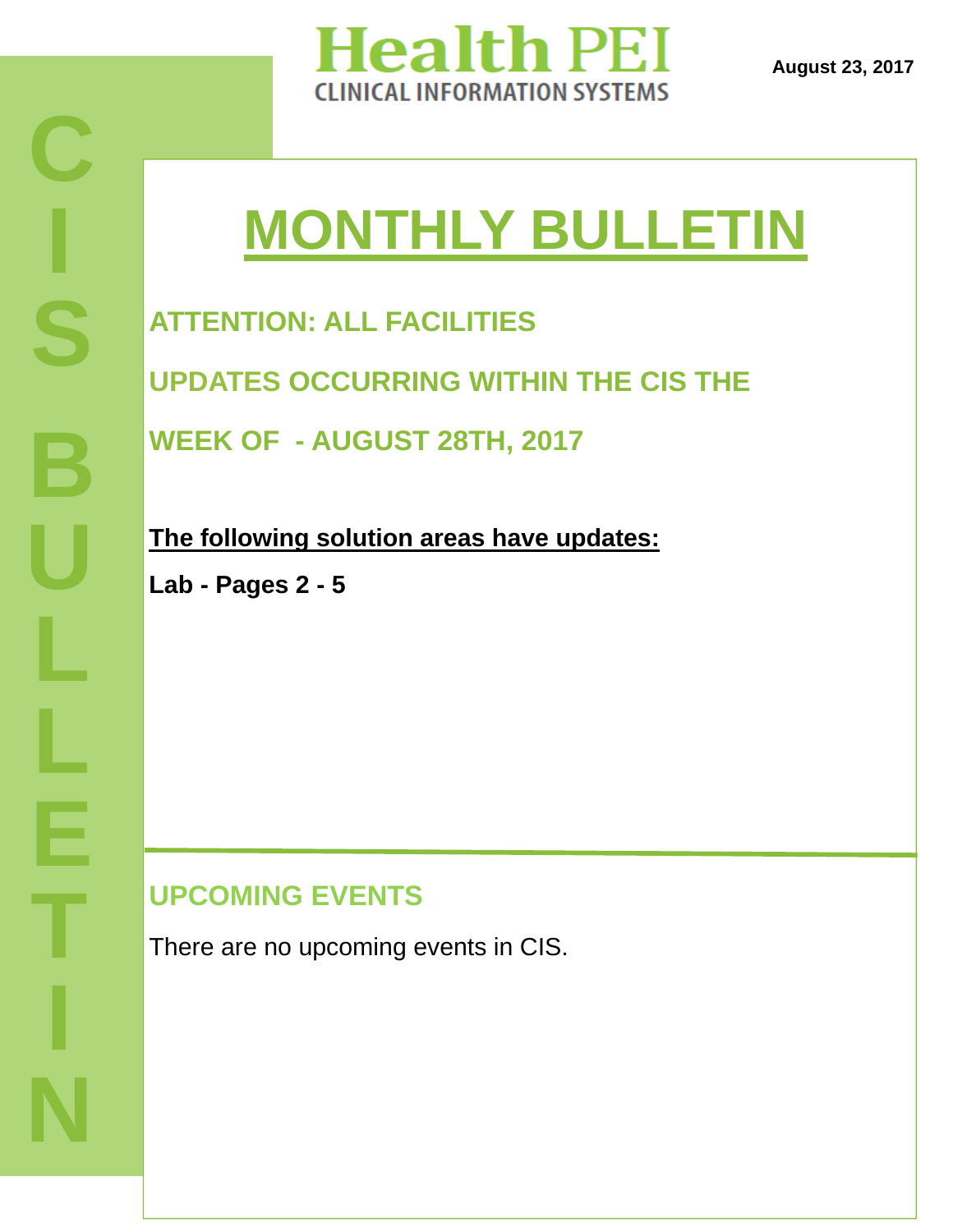# Health PEI

CLINICAL INFORMATION SYSTEMS

**August 23, 2017**

CIS BULLETIN

# MONTHLY BULLETIN

## ATTENTION: ALL FACILITIES

## UPDATES OCCURRING WITHIN THE CIS THE WEEK OF - AUGUST 28TH, 2017

**The following solution areas have updates:**

**Lab - Pages 2 - 5**

## UPCOMING EVENTS

There are no upcoming events in CIS.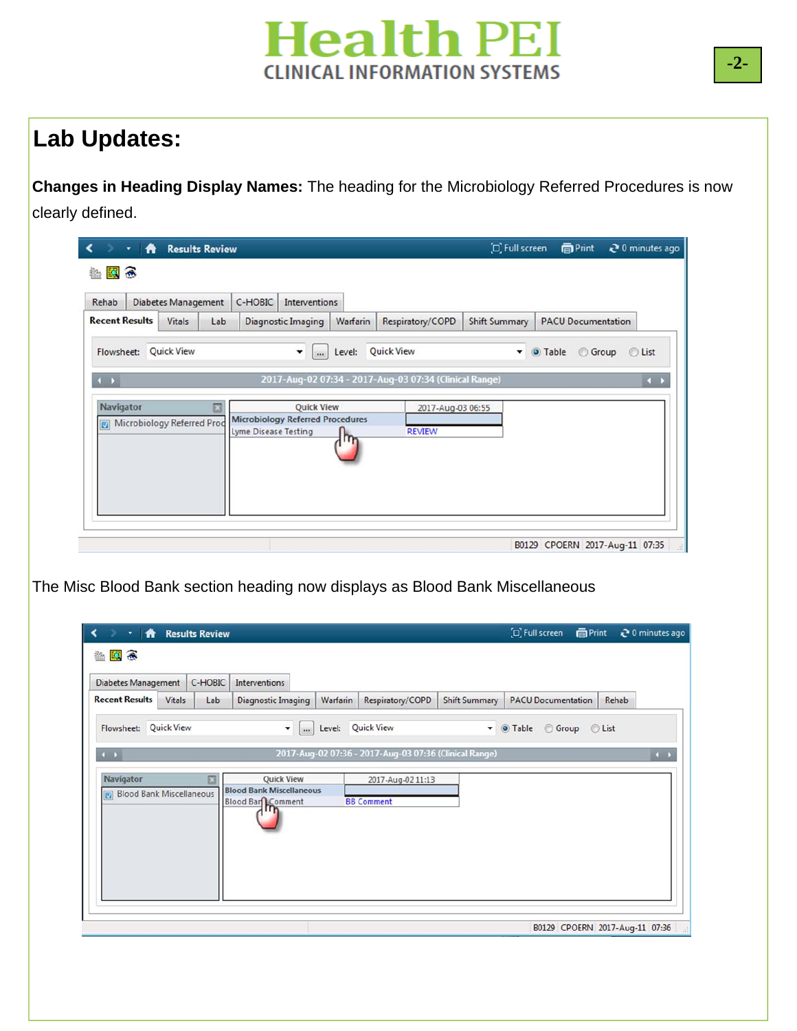## Lab Updates:

**Changes in Heading Display Names:** The heading for the Microbiology Referred Procedures is now clearly defined.

The Misc Blood Bank section heading now displays as Blood Bank Miscellaneous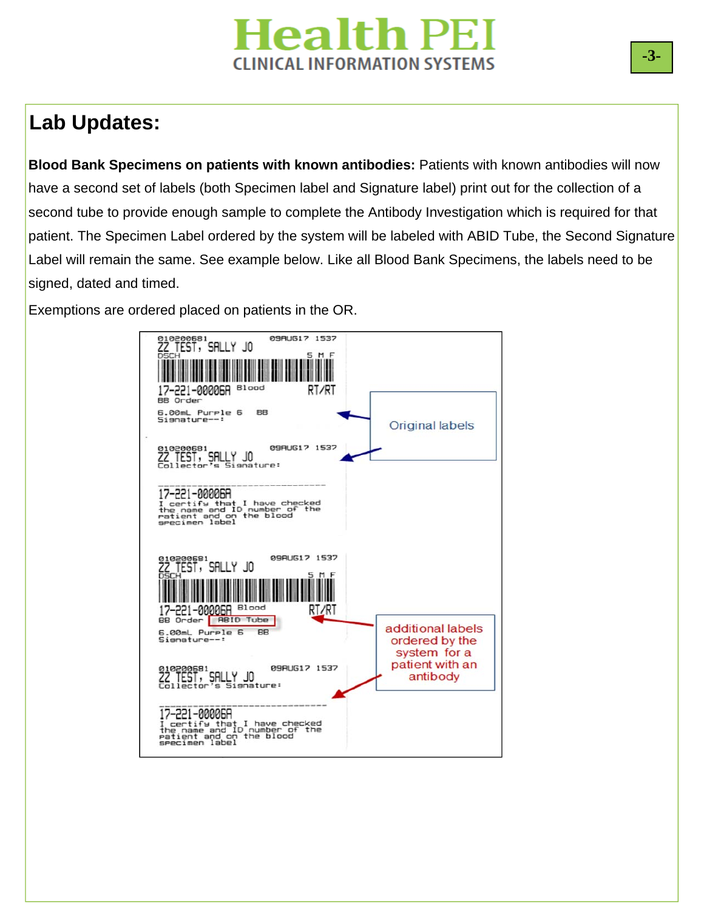## Lab Updates:

**Blood Bank Specimens on patients with known antibodies:** Patients with known antibodies will now have a second set of labels (both Specimen label and Signature label) print out for the collection of a second tube to provide enough sample to complete the Antibody Investigation which is required for that patient. The Specimen Label ordered by the system will be labeled with ABID Tube, the Second Signature Label will remain the same. See example below. Like all Blood Bank Specimens, the labels need to be signed, dated and timed.

Exemptions are ordered placed on patients in the OR.

```
010200681                09AUG17 1537
ZZ TEST, SALLY JO
DSCH                          5 M F
17-221-00006A Blood          RT/RT
BB Order
6.00mL Purple 6     BB
Signature--:
```

Original labels

```
010200681                09AUG17 1537
ZZ TEST, SALLY JO
Collector's Signature:

17-221-00006A
I certify that I have checked
the name and ID number of the
patient and on the blood
specimen label
```

```
010200681                09AUG17 1537
ZZ TEST, SALLY JO
DSCH                          5 M F
17-221-00006A Blood          RT/RT
BB Order   ABID Tube
6.00mL Purple 6     BB
Signature--:
```

additional labels ordered by the system for a patient with an antibody

```
010200681                09AUG17 1537
ZZ TEST, SALLY JO
Collector's Signature:

17-221-00006A
I certify that I have checked
the name and ID number of the
patient and on the blood
specimen label
```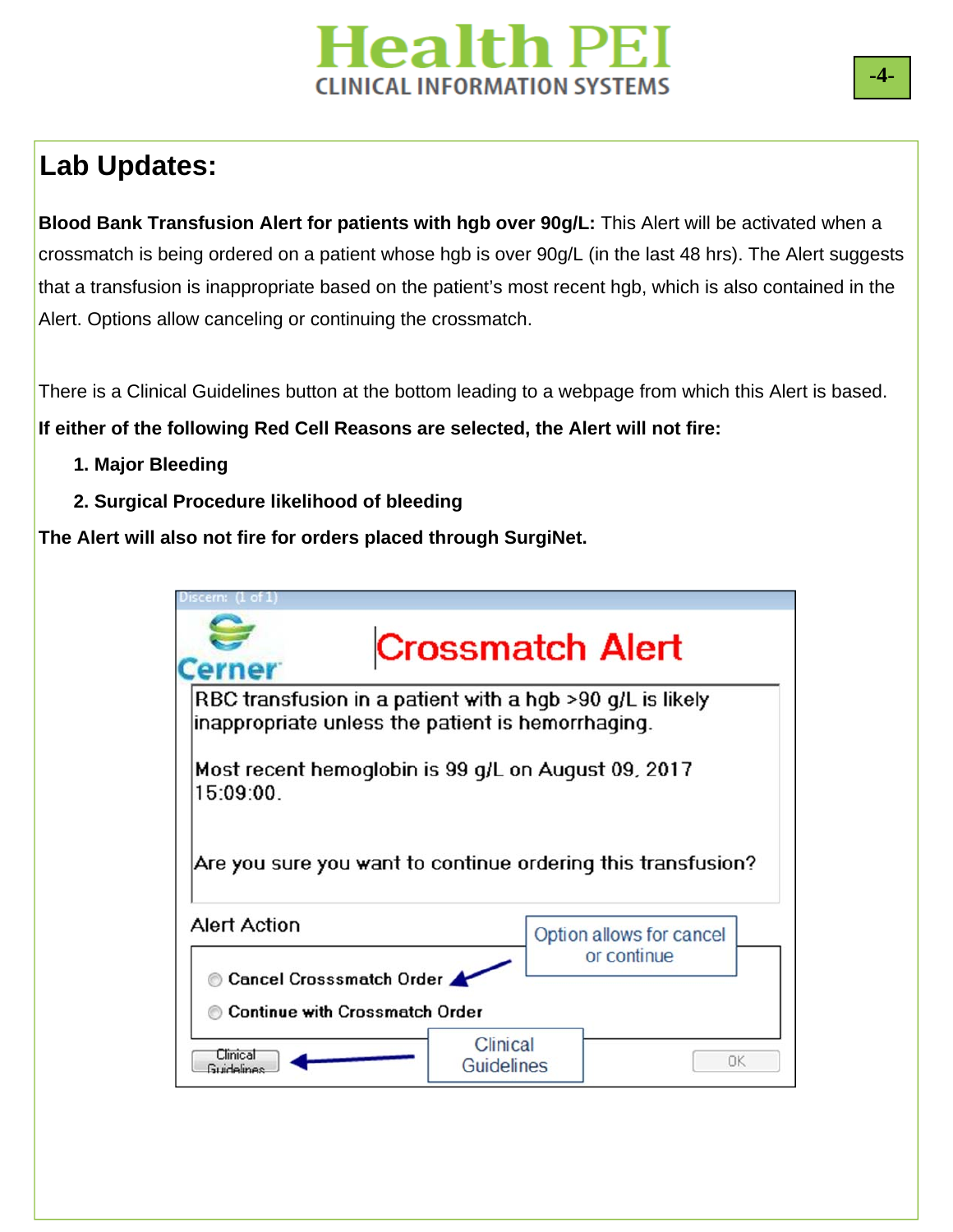## Lab Updates:

**Blood Bank Transfusion Alert for patients with hgb over 90g/L:** This Alert will be activated when a crossmatch is being ordered on a patient whose hgb is over 90g/L (in the last 48 hrs). The Alert suggests that a transfusion is inappropriate based on the patient's most recent hgb, which is also contained in the Alert. Options allow canceling or continuing the crossmatch.

There is a Clinical Guidelines button at the bottom leading to a webpage from which this Alert is based.

**If either of the following Red Cell Reasons are selected, the Alert will not fire:**

1. **Major Bleeding**
2. **Surgical Procedure likelihood of bleeding**

**The Alert will also not fire for orders placed through SurgiNet.**

Discern: (1 of 1)

Cerner

Crossmatch Alert

RBC transfusion in a patient with a hgb >90 g/L is likely inappropriate unless the patient is hemorrhaging.

Most recent hemoglobin is 99 g/L on August 09, 2017 15:09:00.

Are you sure you want to continue ordering this transfusion?

Alert Action

Option allows for cancel or continue

- Cancel Crosssmatch Order
- Continue with Crossmatch Order

Clinical Guidelines

Clinical Guidelines

OK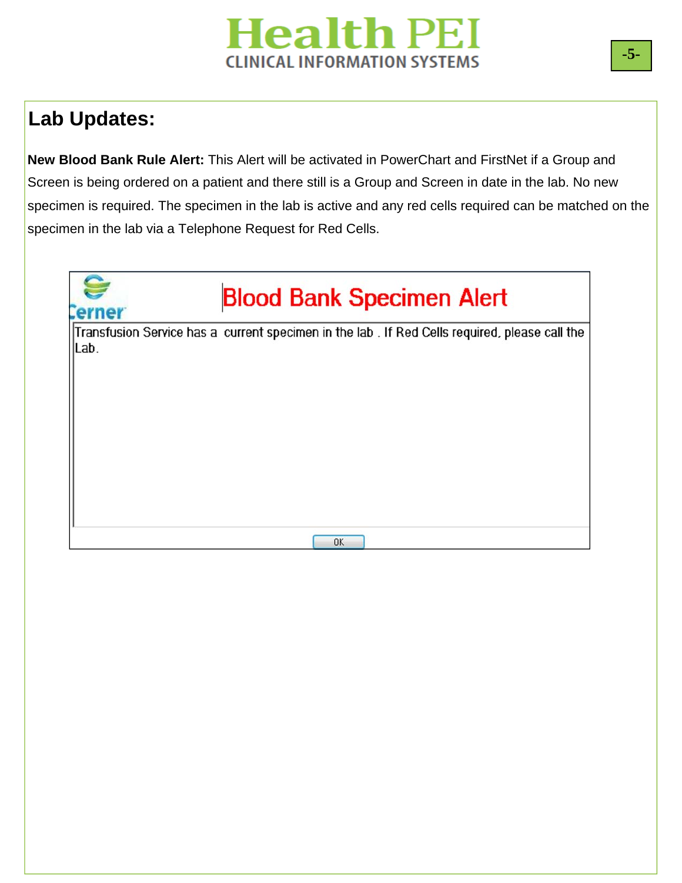## Lab Updates:

**New Blood Bank Rule Alert:** This Alert will be activated in PowerChart and FirstNet if a Group and Screen is being ordered on a patient and there still is a Group and Screen in date in the lab. No new specimen is required. The specimen in the lab is active and any red cells required can be matched on the specimen in the lab via a Telephone Request for Red Cells.

Blood Bank Specimen Alert

Transfusion Service has a current specimen in the lab . If Red Cells required, please call the Lab.

OK